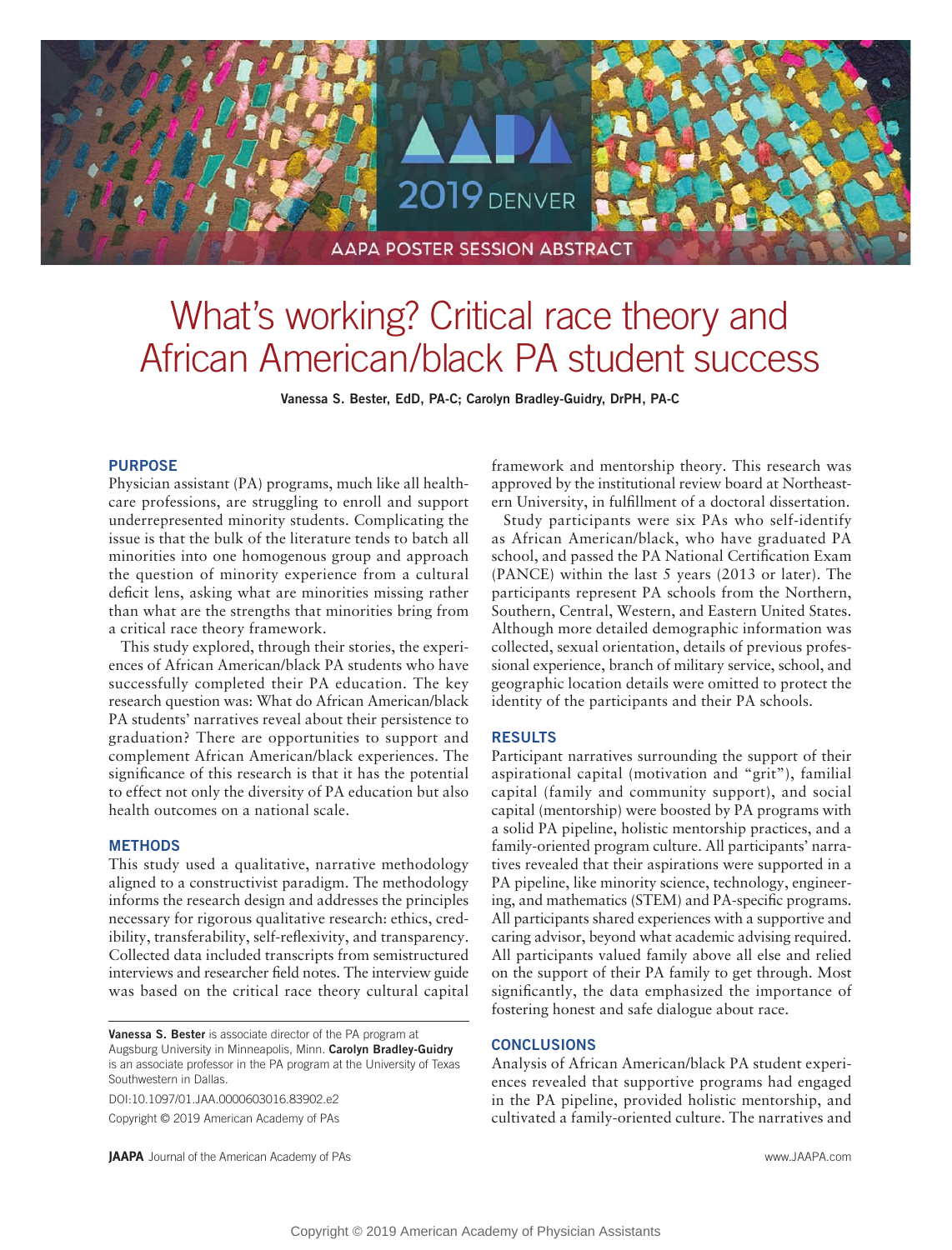AAPA 2019 DENVER

AAPA POSTER SESSION ABSTRACT

# What's working? Critical race theory and African American/black PA student success

**Vanessa S. Bester, EdD, PA-C; Carolyn Bradley-Guidry, DrPH, PA-C**

## PURPOSE

Physician assistant (PA) programs, much like all healthcare professions, are struggling to enroll and support underrepresented minority students. Complicating the issue is that the bulk of the literature tends to batch all minorities into one homogenous group and approach the question of minority experience from a cultural deficit lens, asking what are minorities missing rather than what are the strengths that minorities bring from a critical race theory framework.

This study explored, through their stories, the experiences of African American/black PA students who have successfully completed their PA education. The key research question was: What do African American/black PA students' narratives reveal about their persistence to graduation? There are opportunities to support and complement African American/black experiences. The significance of this research is that it has the potential to effect not only the diversity of PA education but also health outcomes on a national scale.

## METHODS

This study used a qualitative, narrative methodology aligned to a constructivist paradigm. The methodology informs the research design and addresses the principles necessary for rigorous qualitative research: ethics, credibility, transferability, self-reflexivity, and transparency. Collected data included transcripts from semistructured interviews and researcher field notes. The interview guide was based on the critical race theory cultural capital framework and mentorship theory. This research was approved by the institutional review board at Northeastern University, in fulfillment of a doctoral dissertation.

Study participants were six PAs who self-identify as African American/black, who have graduated PA school, and passed the PA National Certification Exam (PANCE) within the last 5 years (2013 or later). The participants represent PA schools from the Northern, Southern, Central, Western, and Eastern United States. Although more detailed demographic information was collected, sexual orientation, details of previous professional experience, branch of military service, school, and geographic location details were omitted to protect the identity of the participants and their PA schools.

## RESULTS

Participant narratives surrounding the support of their aspirational capital (motivation and "grit"), familial capital (family and community support), and social capital (mentorship) were boosted by PA programs with a solid PA pipeline, holistic mentorship practices, and a family-oriented program culture. All participants' narratives revealed that their aspirations were supported in a PA pipeline, like minority science, technology, engineering, and mathematics (STEM) and PA-specific programs. All participants shared experiences with a supportive and caring advisor, beyond what academic advising required. All participants valued family above all else and relied on the support of their PA family to get through. Most significantly, the data emphasized the importance of fostering honest and safe dialogue about race.

## CONCLUSIONS

Analysis of African American/black PA student experiences revealed that supportive programs had engaged in the PA pipeline, provided holistic mentorship, and cultivated a family-oriented culture. The narratives and

---

**Vanessa S. Bester** is associate director of the PA program at Augsburg University in Minneapolis, Minn. **Carolyn Bradley-Guidry** is an associate professor in the PA program at the University of Texas Southwestern in Dallas.

DOI:10.1097/01.JAA.0000603016.83902.e2

Copyright © 2019 American Academy of PAs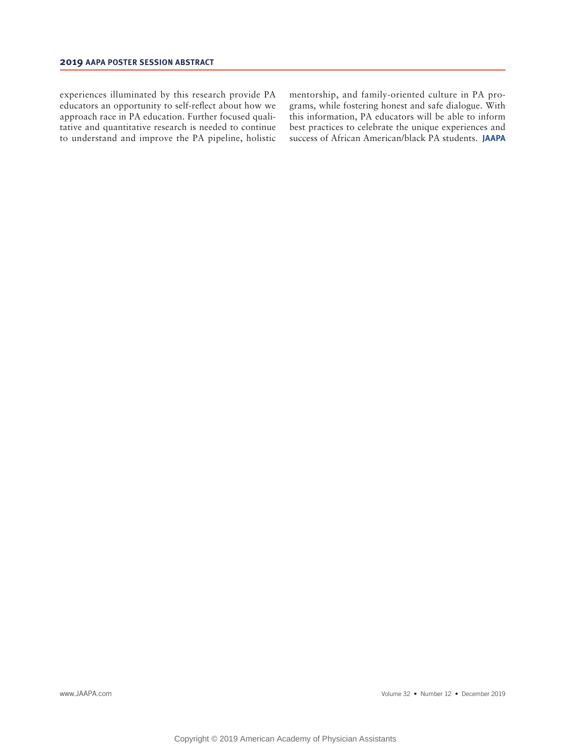experiences illuminated by this research provide PA educators an opportunity to self-reflect about how we approach race in PA education. Further focused qualitative and quantitative research is needed to continue to understand and improve the PA pipeline, holistic mentorship, and family-oriented culture in PA programs, while fostering honest and safe dialogue. With this information, PA educators will be able to inform best practices to celebrate the unique experiences and success of African American/black PA students. **JAAPA**

Copyright © 2019 American Academy of Physician Assistants